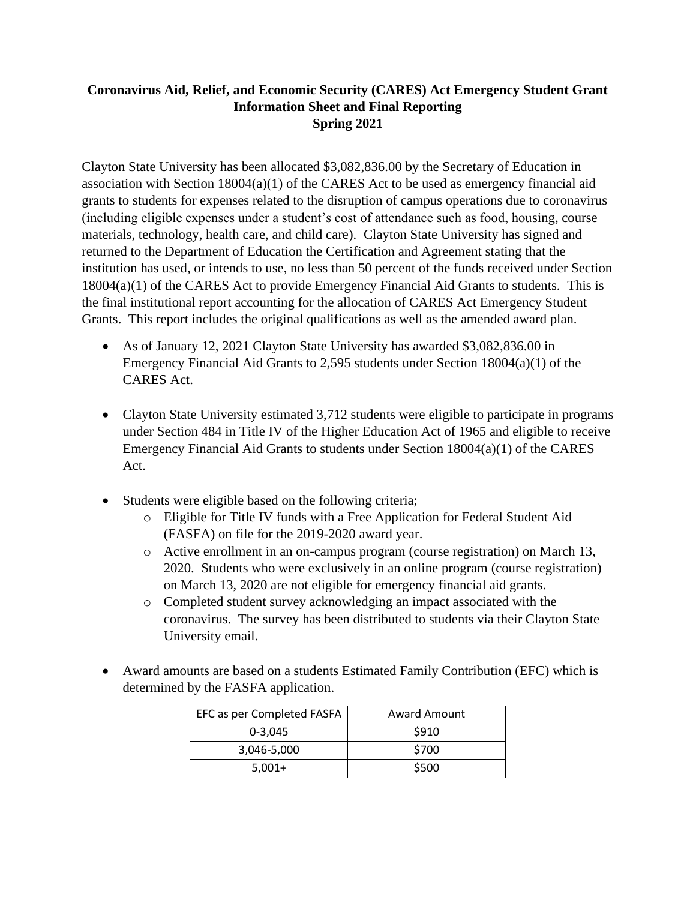**Coronavirus Aid, Relief, and Economic Security (CARES) Act Emergency Student Grant Information Sheet and Final Reporting Spring 2021**

Clayton State University has been allocated $3,082,836.00 by the Secretary of Education in association with Section 18004(a)(1) of the CARES Act to be used as emergency financial aid grants to students for expenses related to the disruption of campus operations due to coronavirus (including eligible expenses under a student's cost of attendance such as food, housing, course materials, technology, health care, and child care). Clayton State University has signed and returned to the Department of Education the Certification and Agreement stating that the institution has used, or intends to use, no less than 50 percent of the funds received under Section 18004(a)(1) of the CARES Act to provide Emergency Financial Aid Grants to students. This is the final institutional report accounting for the allocation of CARES Act Emergency Student Grants. This report includes the original qualifications as well as the amended award plan.

- As of January 12, 2021 Clayton State University has awarded $3,082,836.00 in Emergency Financial Aid Grants to 2,595 students under Section 18004(a)(1) of the CARES Act.
- Clayton State University estimated 3,712 students were eligible to participate in programs under Section 484 in Title IV of the Higher Education Act of 1965 and eligible to receive Emergency Financial Aid Grants to students under Section 18004(a)(1) of the CARES Act.
- Students were eligible based on the following criteria;
  - Eligible for Title IV funds with a Free Application for Federal Student Aid (FASFA) on file for the 2019-2020 award year.
  - Active enrollment in an on-campus program (course registration) on March 13, 2020. Students who were exclusively in an online program (course registration) on March 13, 2020 are not eligible for emergency financial aid grants.
  - Completed student survey acknowledging an impact associated with the coronavirus. The survey has been distributed to students via their Clayton State University email.
- Award amounts are based on a students Estimated Family Contribution (EFC) which is determined by the FASFA application.

| EFC as per Completed FASFA | Award Amount |
|---|---|
| 0-3,045 | $910 |
| 3,046-5,000 | $700 |
| 5,001+ | $500 |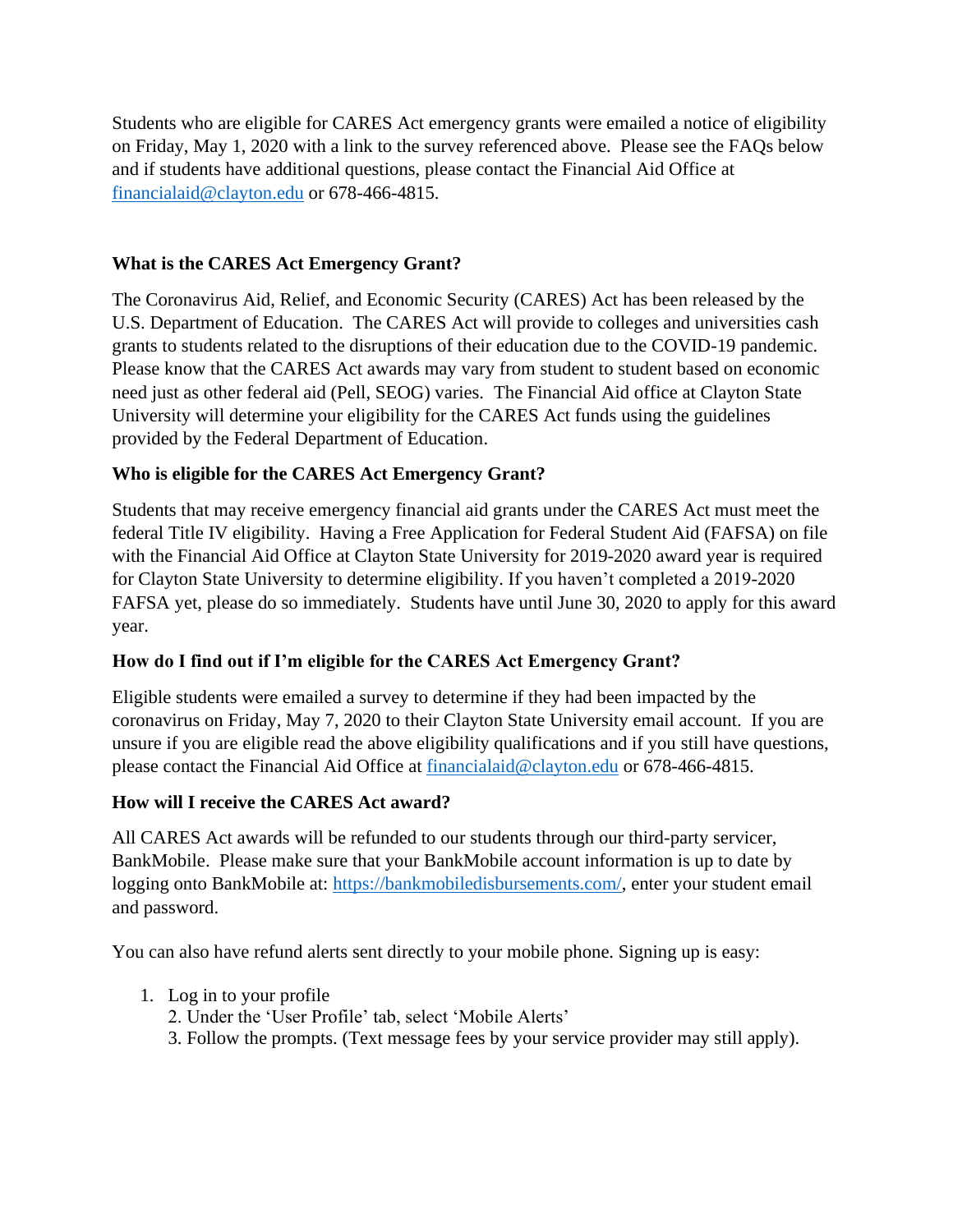Students who are eligible for CARES Act emergency grants were emailed a notice of eligibility on Friday, May 1, 2020 with a link to the survey referenced above. Please see the FAQs below and if students have additional questions, please contact the Financial Aid Office at financialaid@clayton.edu or 678-466-4815.

**What is the CARES Act Emergency Grant?**

The Coronavirus Aid, Relief, and Economic Security (CARES) Act has been released by the U.S. Department of Education. The CARES Act will provide to colleges and universities cash grants to students related to the disruptions of their education due to the COVID-19 pandemic. Please know that the CARES Act awards may vary from student to student based on economic need just as other federal aid (Pell, SEOG) varies. The Financial Aid office at Clayton State University will determine your eligibility for the CARES Act funds using the guidelines provided by the Federal Department of Education.

**Who is eligible for the CARES Act Emergency Grant?**

Students that may receive emergency financial aid grants under the CARES Act must meet the federal Title IV eligibility. Having a Free Application for Federal Student Aid (FAFSA) on file with the Financial Aid Office at Clayton State University for 2019-2020 award year is required for Clayton State University to determine eligibility. If you haven't completed a 2019-2020 FAFSA yet, please do so immediately. Students have until June 30, 2020 to apply for this award year.

**How do I find out if I'm eligible for the CARES Act Emergency Grant?**

Eligible students were emailed a survey to determine if they had been impacted by the coronavirus on Friday, May 7, 2020 to their Clayton State University email account. If you are unsure if you are eligible read the above eligibility qualifications and if you still have questions, please contact the Financial Aid Office at financialaid@clayton.edu or 678-466-4815.

**How will I receive the CARES Act award?**

All CARES Act awards will be refunded to our students through our third-party servicer, BankMobile. Please make sure that your BankMobile account information is up to date by logging onto BankMobile at: https://bankmobiledisbursements.com/, enter your student email and password.

You can also have refund alerts sent directly to your mobile phone. Signing up is easy:

1. Log in to your profile
2. Under the 'User Profile' tab, select 'Mobile Alerts'
3. Follow the prompts. (Text message fees by your service provider may still apply).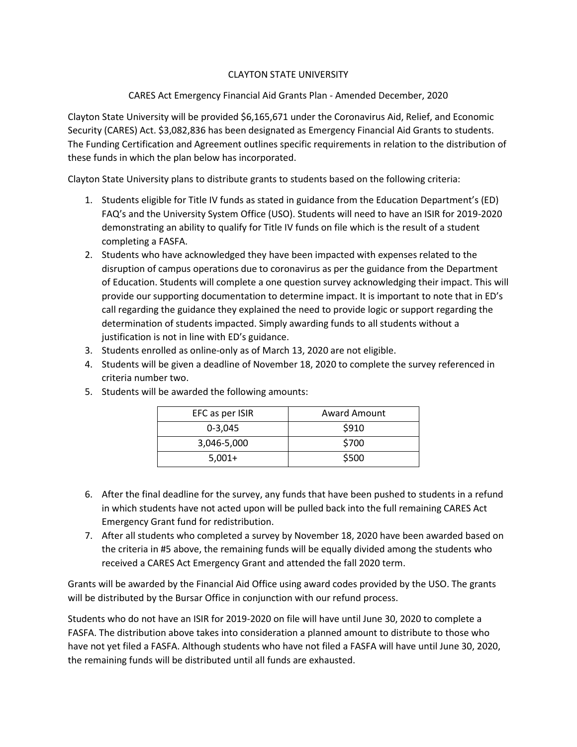CLAYTON STATE UNIVERSITY

CARES Act Emergency Financial Aid Grants Plan - Amended December, 2020

Clayton State University will be provided $6,165,671 under the Coronavirus Aid, Relief, and Economic Security (CARES) Act. $3,082,836 has been designated as Emergency Financial Aid Grants to students. The Funding Certification and Agreement outlines specific requirements in relation to the distribution of these funds in which the plan below has incorporated.

Clayton State University plans to distribute grants to students based on the following criteria:

1. Students eligible for Title IV funds as stated in guidance from the Education Department's (ED) FAQ's and the University System Office (USO). Students will need to have an ISIR for 2019-2020 demonstrating an ability to qualify for Title IV funds on file which is the result of a student completing a FASFA.
2. Students who have acknowledged they have been impacted with expenses related to the disruption of campus operations due to coronavirus as per the guidance from the Department of Education. Students will complete a one question survey acknowledging their impact. This will provide our supporting documentation to determine impact. It is important to note that in ED's call regarding the guidance they explained the need to provide logic or support regarding the determination of students impacted. Simply awarding funds to all students without a justification is not in line with ED's guidance.
3. Students enrolled as online-only as of March 13, 2020 are not eligible.
4. Students will be given a deadline of November 18, 2020 to complete the survey referenced in criteria number two.
5. Students will be awarded the following amounts:

| EFC as per ISIR | Award Amount |
|---|---|
| 0-3,045 | $910 |
| 3,046-5,000 | $700 |
| 5,001+ | $500 |

6. After the final deadline for the survey, any funds that have been pushed to students in a refund in which students have not acted upon will be pulled back into the full remaining CARES Act Emergency Grant fund for redistribution.
7. After all students who completed a survey by November 18, 2020 have been awarded based on the criteria in #5 above, the remaining funds will be equally divided among the students who received a CARES Act Emergency Grant and attended the fall 2020 term.

Grants will be awarded by the Financial Aid Office using award codes provided by the USO. The grants will be distributed by the Bursar Office in conjunction with our refund process.

Students who do not have an ISIR for 2019-2020 on file will have until June 30, 2020 to complete a FASFA. The distribution above takes into consideration a planned amount to distribute to those who have not yet filed a FASFA. Although students who have not filed a FASFA will have until June 30, 2020, the remaining funds will be distributed until all funds are exhausted.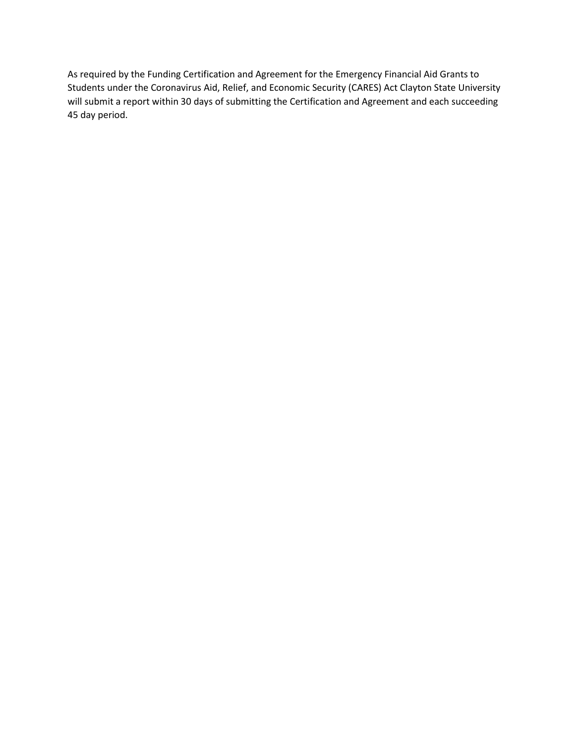As required by the Funding Certification and Agreement for the Emergency Financial Aid Grants to Students under the Coronavirus Aid, Relief, and Economic Security (CARES) Act Clayton State University will submit a report within 30 days of submitting the Certification and Agreement and each succeeding 45 day period.